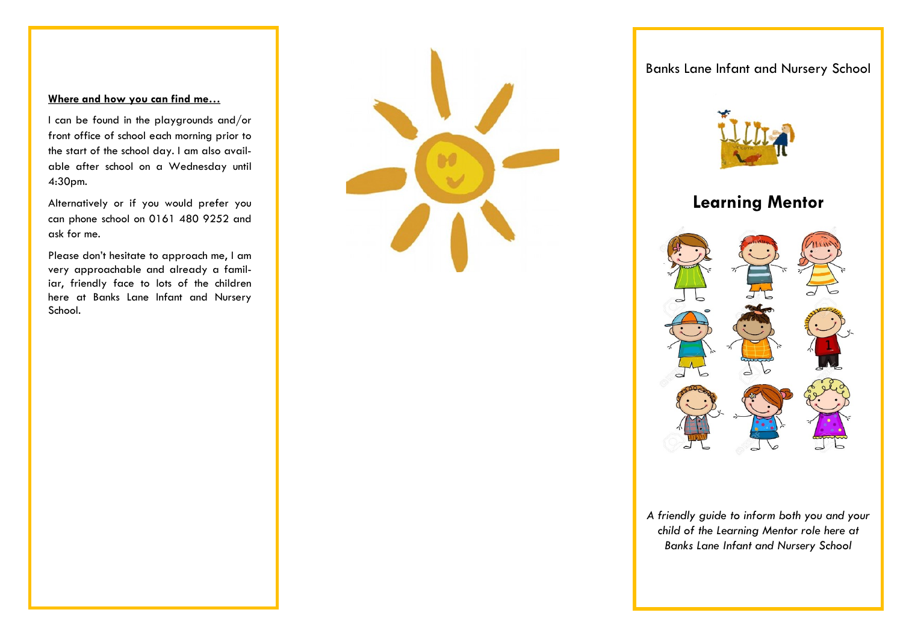**Where and how you can find me…**

I can be found in the playgrounds and/or front office of school each morning prior to the start of the school day. I am also available after school on a Wednesday until 4:30pm.

Alternatively or if you would prefer you can phone school on 0161 480 9252 and ask for me.

Please don't hesitate to approach me, I am very approachable and already a familiar, friendly face to lots of the children here at Banks Lane Infant and Nursery School.

Banks Lane Infant and Nursery School

# Learning Mentor

*A friendly guide to inform both you and your child of the Learning Mentor role here at Banks Lane Infant and Nursery School*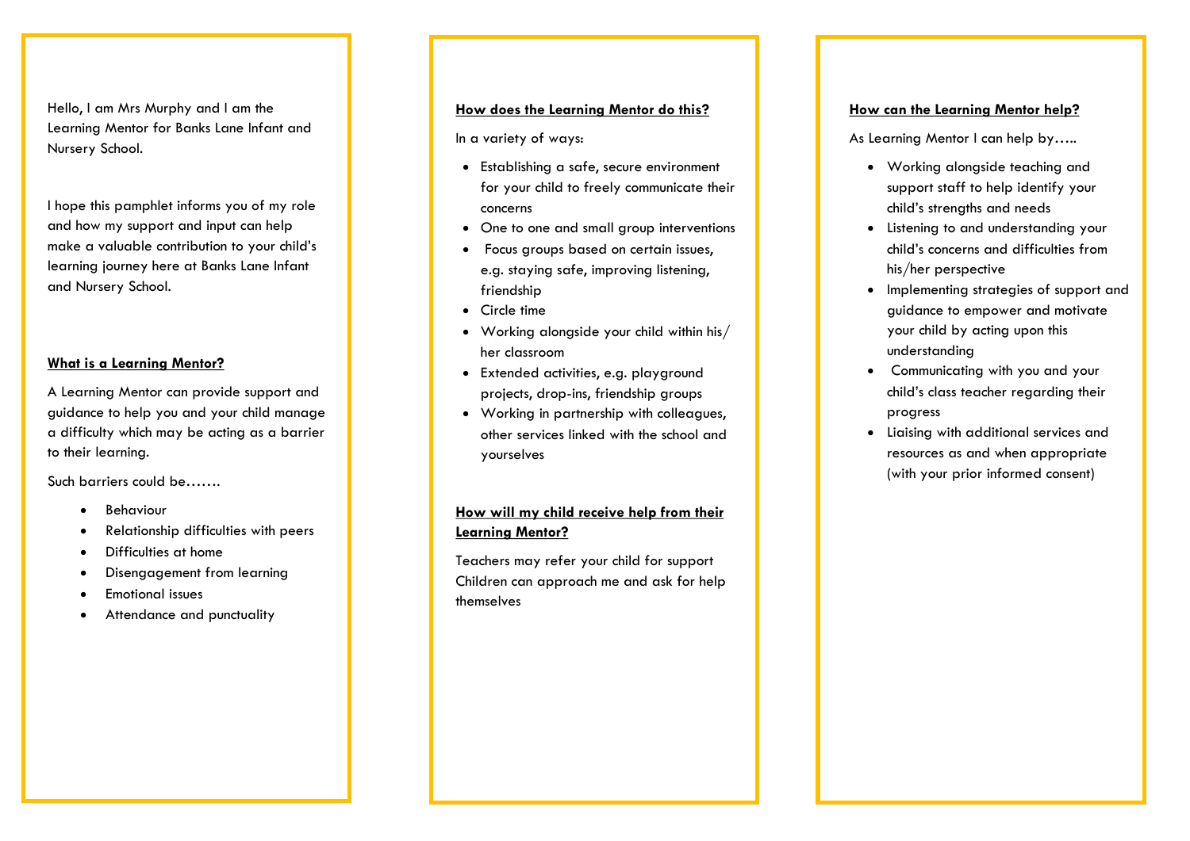Hello, I am Mrs Murphy and I am the Learning Mentor for Banks Lane Infant and Nursery School.

I hope this pamphlet informs you of my role and how my support and input can help make a valuable contribution to your child's learning journey here at Banks Lane Infant and Nursery School.

## What is a Learning Mentor?

A Learning Mentor can provide support and guidance to help you and your child manage a difficulty which may be acting as a barrier to their learning.

Such barriers could be…….

- Behaviour
- Relationship difficulties with peers
- Difficulties at home
- Disengagement from learning
- Emotional issues
- Attendance and punctuality

## How does the Learning Mentor do this?

In a variety of ways:

- Establishing a safe, secure environment for your child to freely communicate their concerns
- One to one and small group interventions
- Focus groups based on certain issues, e.g. staying safe, improving listening, friendship
- Circle time
- Working alongside your child within his/her classroom
- Extended activities, e.g. playground projects, drop-ins, friendship groups
- Working in partnership with colleagues, other services linked with the school and yourselves

## How will my child receive help from their Learning Mentor?

Teachers may refer your child for support

Children can approach me and ask for help themselves

## How can the Learning Mentor help?

As Learning Mentor I can help by…..

- Working alongside teaching and support staff to help identify your child's strengths and needs
- Listening to and understanding your child's concerns and difficulties from his/her perspective
- Implementing strategies of support and guidance to empower and motivate your child by acting upon this understanding
- Communicating with you and your child's class teacher regarding their progress
- Liaising with additional services and resources as and when appropriate (with your prior informed consent)